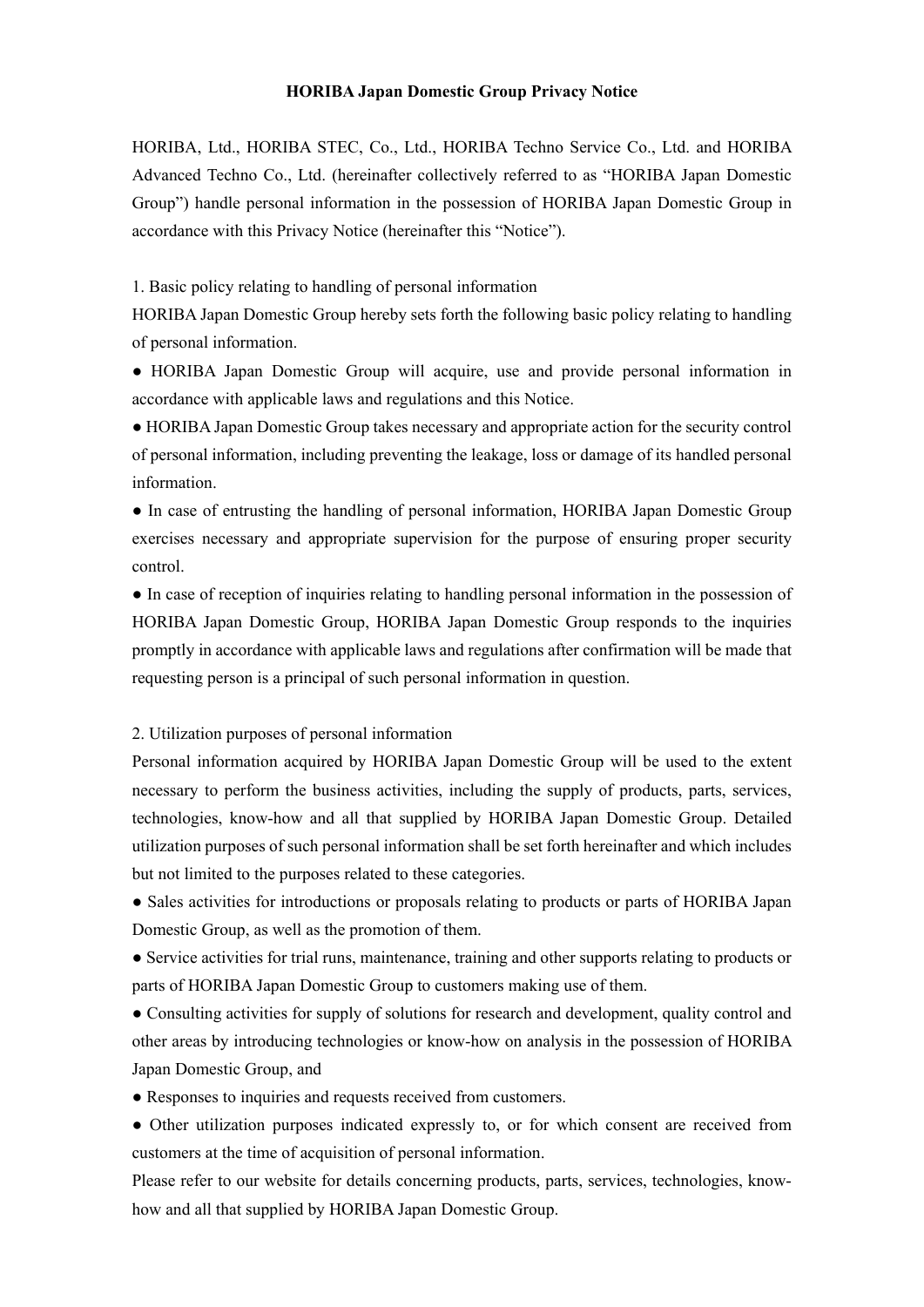# HORIBA Japan Domestic Group Privacy Notice

HORIBA, Ltd., HORIBA STEC, Co., Ltd., HORIBA Techno Service Co., Ltd. and HORIBA Advanced Techno Co., Ltd. (hereinafter collectively referred to as "HORIBA Japan Domestic Group") handle personal information in the possession of HORIBA Japan Domestic Group in accordance with this Privacy Notice (hereinafter this "Notice").

## 1. Basic policy relating to handling of personal information

HORIBA Japan Domestic Group hereby sets forth the following basic policy relating to handling of personal information.

- HORIBA Japan Domestic Group will acquire, use and provide personal information in accordance with applicable laws and regulations and this Notice.
- HORIBA Japan Domestic Group takes necessary and appropriate action for the security control of personal information, including preventing the leakage, loss or damage of its handled personal information.
- In case of entrusting the handling of personal information, HORIBA Japan Domestic Group exercises necessary and appropriate supervision for the purpose of ensuring proper security control.
- In case of reception of inquiries relating to handling personal information in the possession of HORIBA Japan Domestic Group, HORIBA Japan Domestic Group responds to the inquiries promptly in accordance with applicable laws and regulations after confirmation will be made that requesting person is a principal of such personal information in question.

## 2. Utilization purposes of personal information

Personal information acquired by HORIBA Japan Domestic Group will be used to the extent necessary to perform the business activities, including the supply of products, parts, services, technologies, know-how and all that supplied by HORIBA Japan Domestic Group. Detailed utilization purposes of such personal information shall be set forth hereinafter and which includes but not limited to the purposes related to these categories.

- Sales activities for introductions or proposals relating to products or parts of HORIBA Japan Domestic Group, as well as the promotion of them.
- Service activities for trial runs, maintenance, training and other supports relating to products or parts of HORIBA Japan Domestic Group to customers making use of them.
- Consulting activities for supply of solutions for research and development, quality control and other areas by introducing technologies or know-how on analysis in the possession of HORIBA Japan Domestic Group, and
- Responses to inquiries and requests received from customers.
- Other utilization purposes indicated expressly to, or for which consent are received from customers at the time of acquisition of personal information.

Please refer to our website for details concerning products, parts, services, technologies, know-how and all that supplied by HORIBA Japan Domestic Group.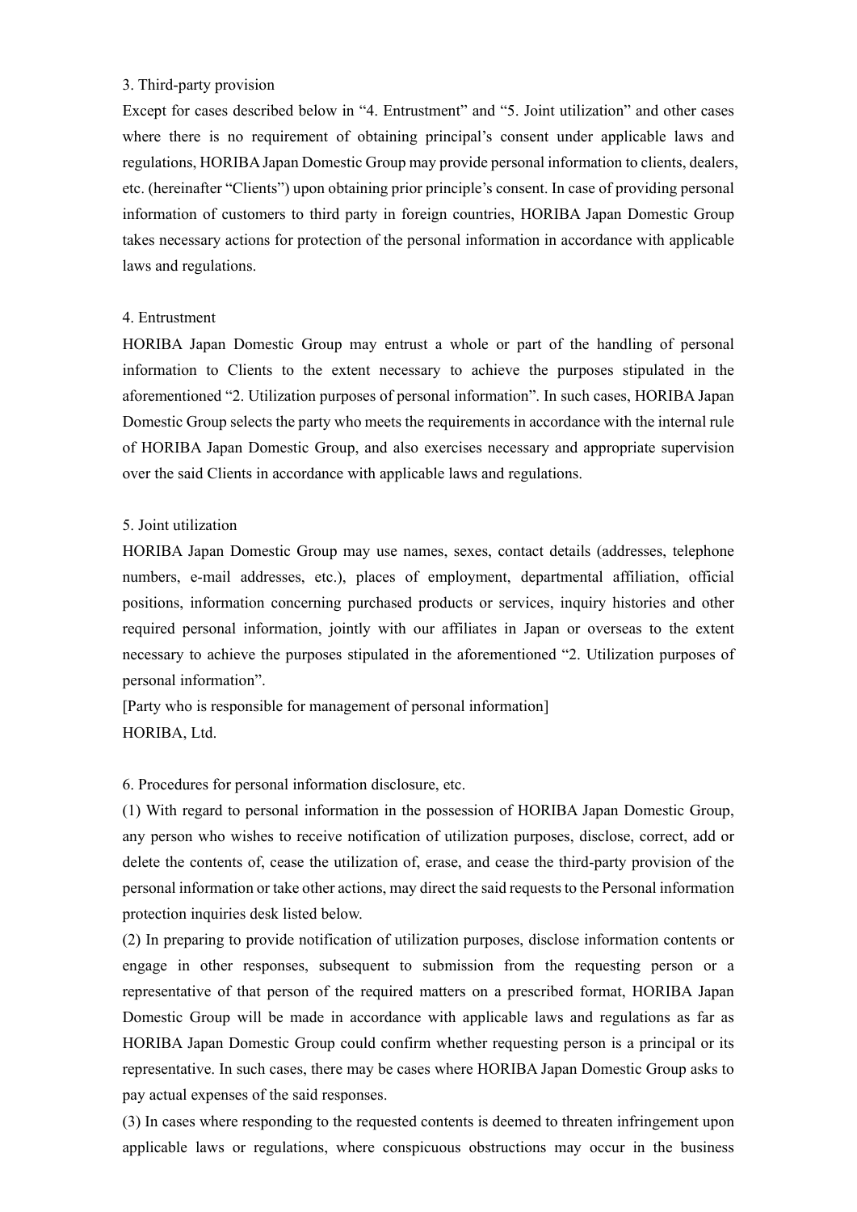### 3. Third-party provision

Except for cases described below in “4. Entrustment” and “5. Joint utilization” and other cases where there is no requirement of obtaining principal’s consent under applicable laws and regulations, HORIBA Japan Domestic Group may provide personal information to clients, dealers, etc. (hereinafter “Clients”) upon obtaining prior principle’s consent. In case of providing personal information of customers to third party in foreign countries, HORIBA Japan Domestic Group takes necessary actions for protection of the personal information in accordance with applicable laws and regulations.

### 4. Entrustment

HORIBA Japan Domestic Group may entrust a whole or part of the handling of personal information to Clients to the extent necessary to achieve the purposes stipulated in the aforementioned “2. Utilization purposes of personal information”. In such cases, HORIBA Japan Domestic Group selects the party who meets the requirements in accordance with the internal rule of HORIBA Japan Domestic Group, and also exercises necessary and appropriate supervision over the said Clients in accordance with applicable laws and regulations.

### 5. Joint utilization

HORIBA Japan Domestic Group may use names, sexes, contact details (addresses, telephone numbers, e-mail addresses, etc.), places of employment, departmental affiliation, official positions, information concerning purchased products or services, inquiry histories and other required personal information, jointly with our affiliates in Japan or overseas to the extent necessary to achieve the purposes stipulated in the aforementioned “2. Utilization purposes of personal information”.

[Party who is responsible for management of personal information]
HORIBA, Ltd.

### 6. Procedures for personal information disclosure, etc.

(1) With regard to personal information in the possession of HORIBA Japan Domestic Group, any person who wishes to receive notification of utilization purposes, disclose, correct, add or delete the contents of, cease the utilization of, erase, and cease the third-party provision of the personal information or take other actions, may direct the said requests to the Personal information protection inquiries desk listed below.

(2) In preparing to provide notification of utilization purposes, disclose information contents or engage in other responses, subsequent to submission from the requesting person or a representative of that person of the required matters on a prescribed format, HORIBA Japan Domestic Group will be made in accordance with applicable laws and regulations as far as HORIBA Japan Domestic Group could confirm whether requesting person is a principal or its representative. In such cases, there may be cases where HORIBA Japan Domestic Group asks to pay actual expenses of the said responses.

(3) In cases where responding to the requested contents is deemed to threaten infringement upon applicable laws or regulations, where conspicuous obstructions may occur in the business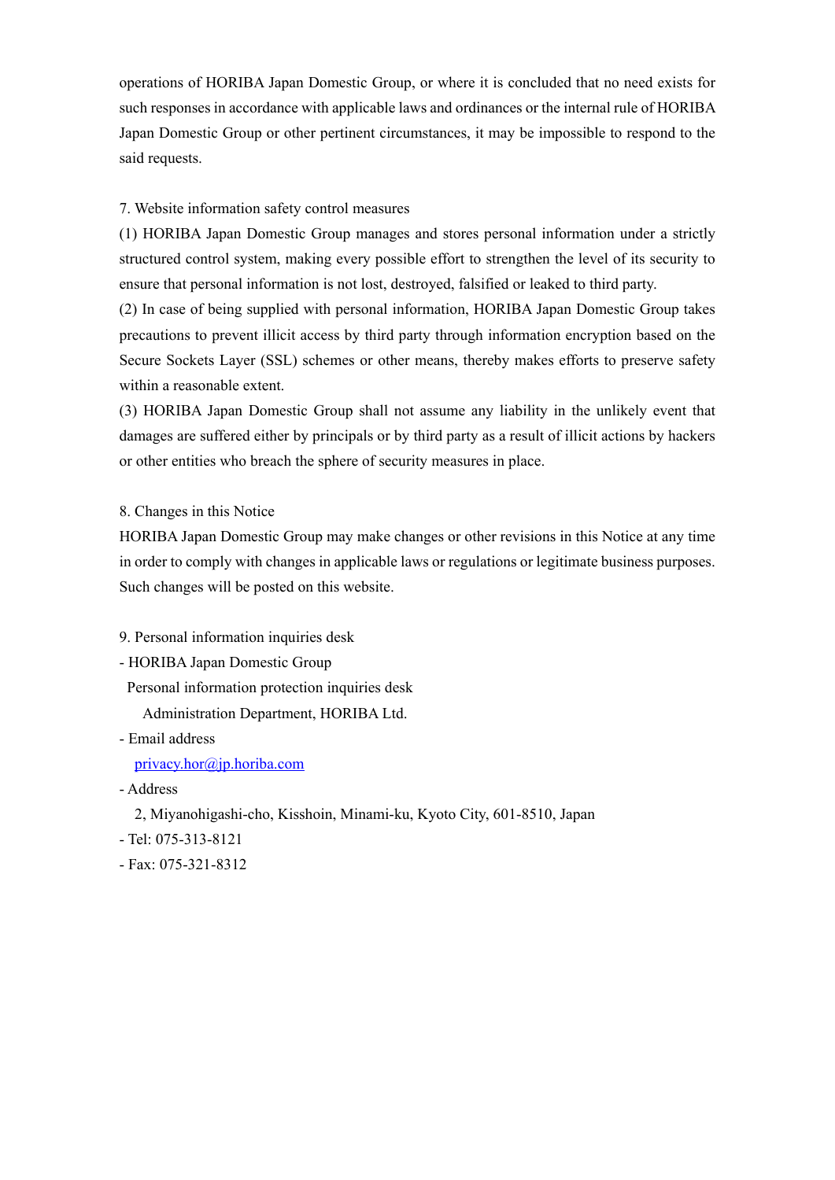operations of HORIBA Japan Domestic Group, or where it is concluded that no need exists for such responses in accordance with applicable laws and ordinances or the internal rule of HORIBA Japan Domestic Group or other pertinent circumstances, it may be impossible to respond to the said requests.

7. Website information safety control measures

(1) HORIBA Japan Domestic Group manages and stores personal information under a strictly structured control system, making every possible effort to strengthen the level of its security to ensure that personal information is not lost, destroyed, falsified or leaked to third party.

(2) In case of being supplied with personal information, HORIBA Japan Domestic Group takes precautions to prevent illicit access by third party through information encryption based on the Secure Sockets Layer (SSL) schemes or other means, thereby makes efforts to preserve safety within a reasonable extent.

(3) HORIBA Japan Domestic Group shall not assume any liability in the unlikely event that damages are suffered either by principals or by third party as a result of illicit actions by hackers or other entities who breach the sphere of security measures in place.

8. Changes in this Notice

HORIBA Japan Domestic Group may make changes or other revisions in this Notice at any time in order to comply with changes in applicable laws or regulations or legitimate business purposes. Such changes will be posted on this website.

9. Personal information inquiries desk

- HORIBA Japan Domestic Group
  Personal information protection inquiries desk
    Administration Department, HORIBA Ltd.
- Email address
  privacy.hor@jp.horiba.com
- Address
  2, Miyanohigashi-cho, Kisshoin, Minami-ku, Kyoto City, 601-8510, Japan
- Tel: 075-313-8121
- Fax: 075-321-8312